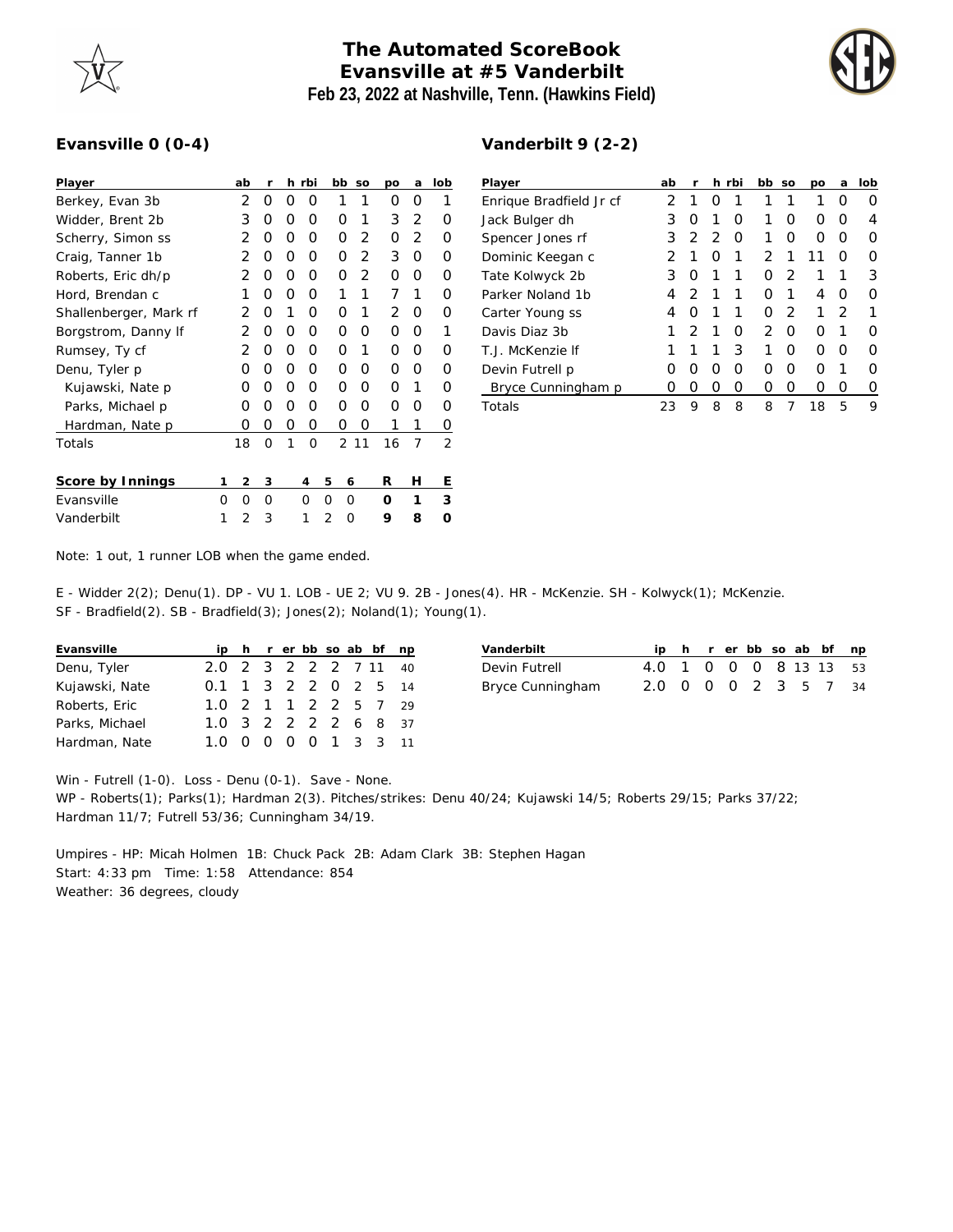# The Automated ScoreBook
## Evansville at #5 Vanderbilt
### Feb 23, 2022 at Nashville, Tenn. (Hawkins Field)

**Evansville 0 (0-4)**

| Player | ab | r | h | rbi | bb | so | po | a | lob |
|---|---|---|---|---|---|---|---|---|---|
| Berkey, Evan 3b | 2 | 0 | 0 | 0 | 1 | 1 | 0 | 0 | 1 |
| Widder, Brent 2b | 3 | 0 | 0 | 0 | 0 | 1 | 3 | 2 | 0 |
| Scherry, Simon ss | 2 | 0 | 0 | 0 | 0 | 2 | 0 | 2 | 0 |
| Craig, Tanner 1b | 2 | 0 | 0 | 0 | 0 | 2 | 3 | 0 | 0 |
| Roberts, Eric dh/p | 2 | 0 | 0 | 0 | 0 | 2 | 0 | 0 | 0 |
| Hord, Brendan c | 1 | 0 | 0 | 0 | 1 | 1 | 7 | 1 | 0 |
| Shallenberger, Mark rf | 2 | 0 | 1 | 0 | 0 | 1 | 2 | 0 | 0 |
| Borgstrom, Danny lf | 2 | 0 | 0 | 0 | 0 | 0 | 0 | 0 | 1 |
| Rumsey, Ty cf | 2 | 0 | 0 | 0 | 0 | 1 | 0 | 0 | 0 |
| Denu, Tyler p | 0 | 0 | 0 | 0 | 0 | 0 | 0 | 0 | 0 |
| Kujawski, Nate p | 0 | 0 | 0 | 0 | 0 | 0 | 0 | 1 | 0 |
| Parks, Michael p | 0 | 0 | 0 | 0 | 0 | 0 | 0 | 0 | 0 |
| Hardman, Nate p | 0 | 0 | 0 | 0 | 0 | 0 | 1 | 1 | 0 |
| Totals | 18 | 0 | 1 | 0 | 2 | 11 | 16 | 7 | 2 |

**Vanderbilt 9 (2-2)**

| Player | ab | r | h | rbi | bb | so | po | a | lob |
|---|---|---|---|---|---|---|---|---|---|
| Enrique Bradfield Jr cf | 2 | 1 | 0 | 1 | 1 | 1 | 1 | 0 | 0 |
| Jack Bulger dh | 3 | 0 | 1 | 0 | 1 | 0 | 0 | 0 | 4 |
| Spencer Jones rf | 3 | 2 | 2 | 0 | 1 | 0 | 0 | 0 | 0 |
| Dominic Keegan c | 2 | 1 | 0 | 1 | 2 | 1 | 11 | 0 | 0 |
| Tate Kolwyck 2b | 3 | 0 | 1 | 1 | 0 | 2 | 1 | 1 | 3 |
| Parker Noland 1b | 4 | 2 | 1 | 1 | 0 | 1 | 4 | 0 | 0 |
| Carter Young ss | 4 | 0 | 1 | 1 | 0 | 2 | 1 | 2 | 1 |
| Davis Diaz 3b | 1 | 2 | 1 | 0 | 2 | 0 | 0 | 1 | 0 |
| T.J. McKenzie lf | 1 | 1 | 1 | 3 | 1 | 0 | 0 | 0 | 0 |
| Devin Futrell p | 0 | 0 | 0 | 0 | 0 | 0 | 0 | 1 | 0 |
| Bryce Cunningham p | 0 | 0 | 0 | 0 | 0 | 0 | 0 | 0 | 0 |
| Totals | 23 | 9 | 8 | 8 | 8 | 7 | 18 | 5 | 9 |

| Score by Innings | 1 | 2 | 3 | 4 | 5 | 6 | R | H | E |
|---|---|---|---|---|---|---|---|---|---|
| Evansville | 0 | 0 | 0 | 0 | 0 | 0 | 0 | 1 | 3 |
| Vanderbilt | 1 | 2 | 3 | 1 | 2 | 0 | 9 | 8 | 0 |

Note: 1 out, 1 runner LOB when the game ended.

E - Widder 2(2); Denu(1). DP - VU 1. LOB - UE 2; VU 9. 2B - Jones(4). HR - McKenzie. SH - Kolwyck(1); McKenzie. SF - Bradfield(2). SB - Bradfield(3); Jones(2); Noland(1); Young(1).

| Evansville | ip | h | r | er | bb | so | ab | bf | np |
|---|---|---|---|---|---|---|---|---|---|
| Denu, Tyler | 2.0 | 2 | 3 | 2 | 2 | 2 | 7 | 11 | 40 |
| Kujawski, Nate | 0.1 | 1 | 3 | 2 | 2 | 0 | 2 | 5 | 14 |
| Roberts, Eric | 1.0 | 2 | 1 | 1 | 2 | 2 | 5 | 7 | 29 |
| Parks, Michael | 1.0 | 3 | 2 | 2 | 2 | 2 | 6 | 8 | 37 |
| Hardman, Nate | 1.0 | 0 | 0 | 0 | 0 | 1 | 3 | 3 | 11 |

| Vanderbilt | ip | h | r | er | bb | so | ab | bf | np |
|---|---|---|---|---|---|---|---|---|---|
| Devin Futrell | 4.0 | 1 | 0 | 0 | 0 | 8 | 13 | 13 | 53 |
| Bryce Cunningham | 2.0 | 0 | 0 | 0 | 2 | 3 | 5 | 7 | 34 |

Win - Futrell (1-0). Loss - Denu (0-1). Save - None.
WP - Roberts(1); Parks(1); Hardman 2(3). Pitches/strikes: Denu 40/24; Kujawski 14/5; Roberts 29/15; Parks 37/22; Hardman 11/7; Futrell 53/36; Cunningham 34/19.

Umpires - HP: Micah Holmen 1B: Chuck Pack 2B: Adam Clark 3B: Stephen Hagan
Start: 4:33 pm Time: 1:58 Attendance: 854
Weather: 36 degrees, cloudy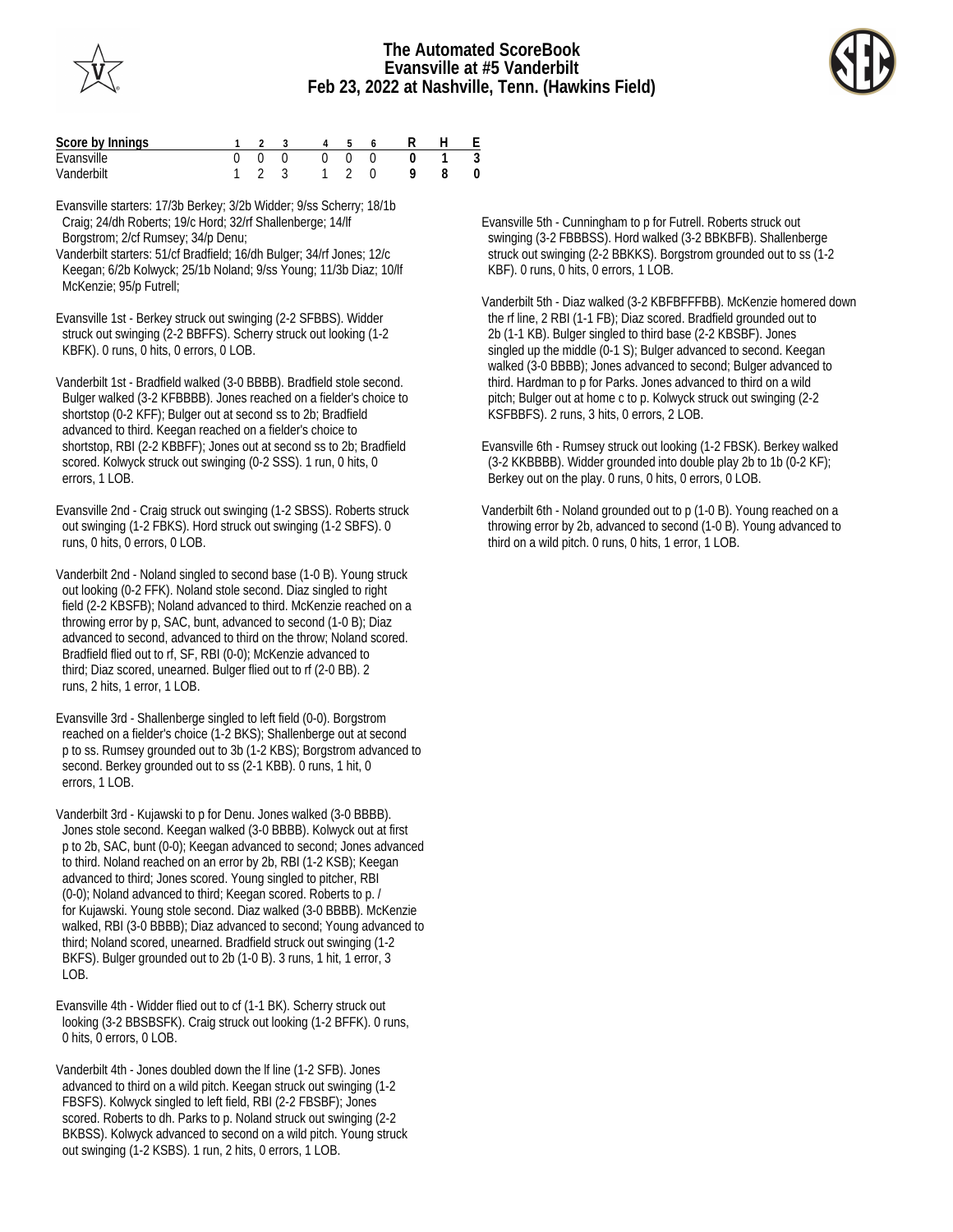# The Automated ScoreBook
## Evansville at #5 Vanderbilt
## Feb 23, 2022 at Nashville, Tenn. (Hawkins Field)

| Score by Innings | 1 | 2 | 3 | 4 | 5 | 6 | R | H | E |
|---|---|---|---|---|---|---|---|---|---|
| Evansville | 0 | 0 | 0 | 0 | 0 | 0 | **0** | **1** | **3** |
| Vanderbilt | 1 | 2 | 3 | 1 | 2 | 0 | **9** | **8** | **0** |

Evansville starters: 17/3b Berkey; 3/2b Widder; 9/ss Scherry; 18/1b Craig; 24/dh Roberts; 19/c Hord; 32/rf Shallenberge; 14/lf Borgstrom; 2/cf Rumsey; 34/p Denu;

Vanderbilt starters: 51/cf Bradfield; 16/dh Bulger; 34/rf Jones; 12/c Keegan; 6/2b Kolwyck; 25/1b Noland; 9/ss Young; 11/3b Diaz; 10/lf McKenzie; 95/p Futrell;

Evansville 1st - Berkey struck out swinging (2-2 SFBBS). Widder struck out swinging (2-2 BBFFS). Scherry struck out looking (1-2 KBFK). 0 runs, 0 hits, 0 errors, 0 LOB.

Vanderbilt 1st - Bradfield walked (3-0 BBBB). Bradfield stole second. Bulger walked (3-2 KFBBBB). Jones reached on a fielder's choice to shortstop (0-2 KFF); Bulger out at second ss to 2b; Bradfield advanced to third. Keegan reached on a fielder's choice to shortstop, RBI (2-2 KBBFF); Jones out at second ss to 2b; Bradfield scored. Kolwyck struck out swinging (0-2 SSS). 1 run, 0 hits, 0 errors, 1 LOB.

Evansville 2nd - Craig struck out swinging (1-2 SBSS). Roberts struck out swinging (1-2 FBKS). Hord struck out swinging (1-2 SBFS). 0 runs, 0 hits, 0 errors, 0 LOB.

Vanderbilt 2nd - Noland singled to second base (1-0 B). Young struck out looking (0-2 FFK). Noland stole second. Diaz singled to right field (2-2 KBSFB); Noland advanced to third. McKenzie reached on a throwing error by p, SAC, bunt, advanced to second (1-0 B); Diaz advanced to second, advanced to third on the throw; Noland scored. Bradfield flied out to rf, SF, RBI (0-0); McKenzie advanced to third; Diaz scored, unearned. Bulger flied out to rf (2-0 BB). 2 runs, 2 hits, 1 error, 1 LOB.

Evansville 3rd - Shallenberge singled to left field (0-0). Borgstrom reached on a fielder's choice (1-2 BKS); Shallenberge out at second p to ss. Rumsey grounded out to 3b (1-2 KBS); Borgstrom advanced to second. Berkey grounded out to ss (2-1 KBB). 0 runs, 1 hit, 0 errors, 1 LOB.

Vanderbilt 3rd - Kujawski to p for Denu. Jones walked (3-0 BBBB). Jones stole second. Keegan walked (3-0 BBBB). Kolwyck out at first p to 2b, SAC, bunt (0-0); Keegan advanced to second; Jones advanced to third. Noland reached on an error by 2b, RBI (1-2 KSB); Keegan advanced to third; Jones scored. Young singled to pitcher, RBI (0-0); Noland advanced to third; Keegan scored. Roberts to p. / for Kujawski. Young stole second. Diaz walked (3-0 BBBB). McKenzie walked, RBI (3-0 BBBB); Diaz advanced to second; Young advanced to third; Noland scored, unearned. Bradfield struck out swinging (1-2 BKFS). Bulger grounded out to 2b (1-0 B). 3 runs, 1 hit, 1 error, 3 LOB.

Evansville 4th - Widder flied out to cf (1-1 BK). Scherry struck out looking (3-2 BBSBSFK). Craig struck out looking (1-2 BFFK). 0 runs, 0 hits, 0 errors, 0 LOB.

Vanderbilt 4th - Jones doubled down the lf line (1-2 SFB). Jones advanced to third on a wild pitch. Keegan struck out swinging (1-2 FBSFS). Kolwyck singled to left field, RBI (2-2 FBSBF); Jones scored. Roberts to dh. Parks to p. Noland struck out swinging (2-2 BKBSS). Kolwyck advanced to second on a wild pitch. Young struck out swinging (1-2 KSBS). 1 run, 2 hits, 0 errors, 1 LOB.

Evansville 5th - Cunningham to p for Futrell. Roberts struck out swinging (3-2 FBBBSS). Hord walked (3-2 BBKBFB). Shallenberge struck out swinging (2-2 BBKKS). Borgstrom grounded out to ss (1-2 KBF). 0 runs, 0 hits, 0 errors, 1 LOB.

Vanderbilt 5th - Diaz walked (3-2 KBFBFFFBB). McKenzie homered down the rf line, 2 RBI (1-1 FB); Diaz scored. Bradfield grounded out to 2b (1-1 KB). Bulger singled to third base (2-2 KBSBF). Jones singled up the middle (0-1 S); Bulger advanced to second. Keegan walked (3-0 BBBB); Jones advanced to second; Bulger advanced to third. Hardman to p for Parks. Jones advanced to third on a wild pitch; Bulger out at home c to p. Kolwyck struck out swinging (2-2 KSFBBFS). 2 runs, 3 hits, 0 errors, 2 LOB.

Evansville 6th - Rumsey struck out looking (1-2 FBSK). Berkey walked (3-2 KKBBBB). Widder grounded into double play 2b to 1b (0-2 KF); Berkey out on the play. 0 runs, 0 hits, 0 errors, 0 LOB.

Vanderbilt 6th - Noland grounded out to p (1-0 B). Young reached on a throwing error by 2b, advanced to second (1-0 B). Young advanced to third on a wild pitch. 0 runs, 0 hits, 1 error, 1 LOB.